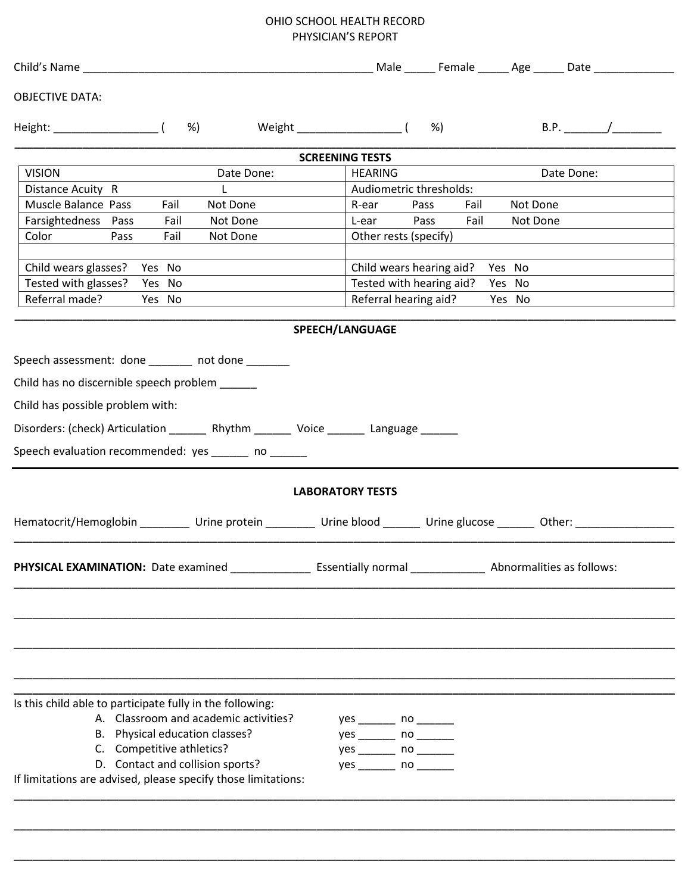OHIO SCHOOL HEALTH RECORD
PHYSICIAN'S REPORT

Child's Name _______________________________________________ Male _____ Female _____ Age _____ Date _____________

OBJECTIVE DATA:

Height: ________________ (   %)   Weight ________________ (   %)   B.P. _______/________

---

**SCREENING TESTS**

| | | | | | | | |
|---|---|---|---|---|---|---|---|
| VISION | | | Date Done: | HEARING | | | Date Done: |
| Distance Acuity R | | L | | Audiometric thresholds: | | | |
| Muscle Balance Pass | Fail | Not Done | | R-ear | Pass | Fail | Not Done |
| Farsightedness Pass | Fail | Not Done | | L-ear | Pass | Fail | Not Done |
| Color Pass | Fail | Not Done | | Other rests (specify) | | | |
| | | | | | | | |
| Child wears glasses? Yes No | | | | Child wears hearing aid? Yes No | | | |
| Tested with glasses? Yes No | | | | Tested with hearing aid? Yes No | | | |
| Referral made? Yes No | | | | Referral hearing aid? Yes No | | | |

---

**SPEECH/LANGUAGE**

Speech assessment: done _______ not done _______

Child has no discernible speech problem ______

Child has possible problem with:

Disorders: (check) Articulation ______ Rhythm ______ Voice ______ Language ______

Speech evaluation recommended: yes ______ no ______

---

**LABORATORY TESTS**

Hematocrit/Hemoglobin ________ Urine protein ________ Urine blood ______ Urine glucose ______ Other: ________________

---

**PHYSICAL EXAMINATION:** Date examined _____________ Essentially normal ____________ Abnormalities as follows:

_______________________________________________________________________________

_______________________________________________________________________________

_______________________________________________________________________________

_______________________________________________________________________________

Is this child able to participate fully in the following:

A. Classroom and academic activities? yes ______ no ______
B. Physical education classes? yes ______ no ______
C. Competitive athletics? yes ______ no ______
D. Contact and collision sports? yes ______ no ______

If limitations are advised, please specify those limitations:

_______________________________________________________________________________

_______________________________________________________________________________

_______________________________________________________________________________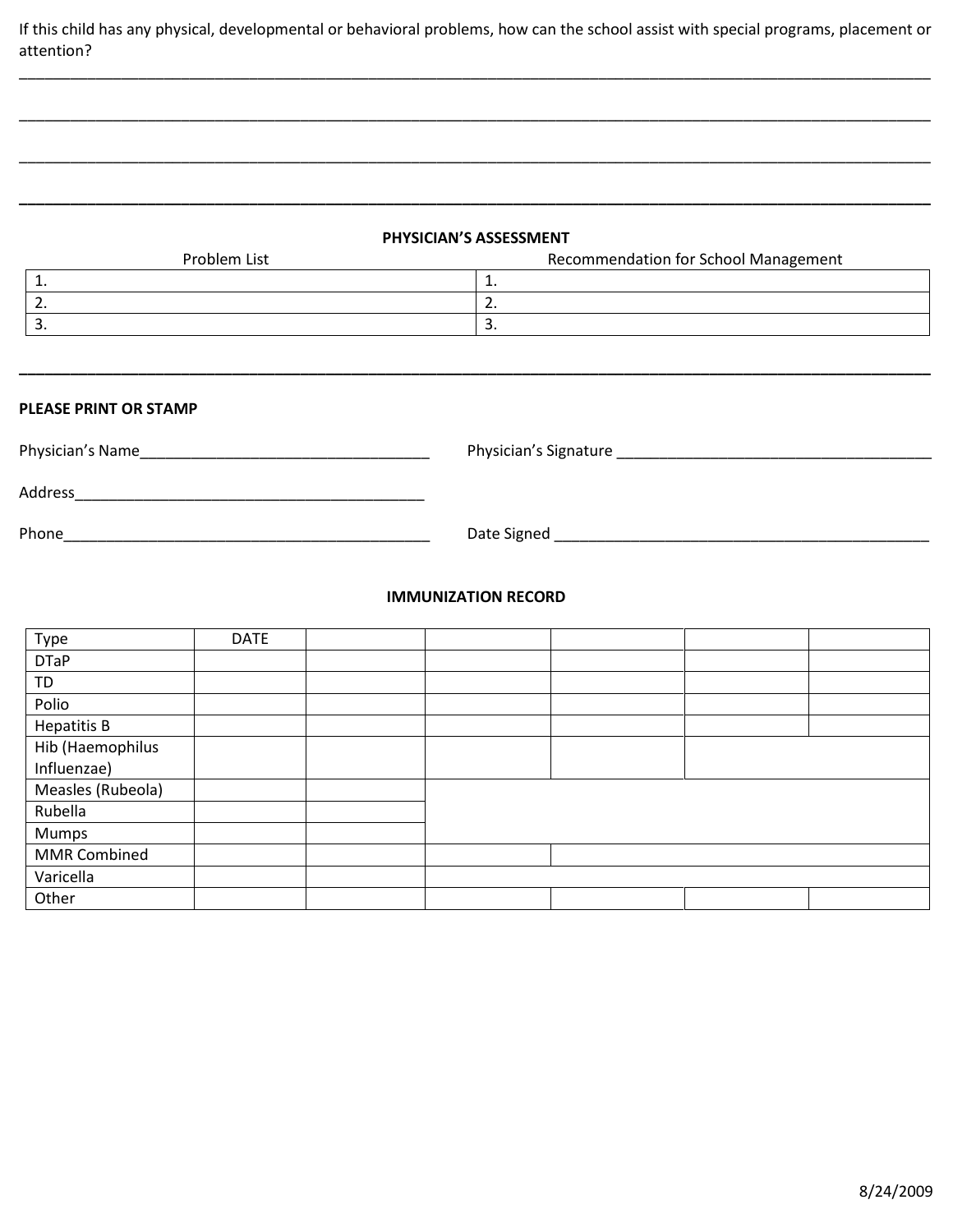If this child has any physical, developmental or behavioral problems, how can the school assist with special programs, placement or attention?

______________________________________________________________________________________________

______________________________________________________________________________________________

______________________________________________________________________________________________

______________________________________________________________________________________________

## PHYSICIAN'S ASSESSMENT

| Problem List | Recommendation for School Management |
|---|---|
| 1. | 1. |
| 2. | 2. |
| 3. | 3. |

______________________________________________________________________________________________

**PLEASE PRINT OR STAMP**

Physician's Name___________________________________ Physician's Signature _____________________________________

Address__________________________________________

Phone____________________________________________ Date Signed _____________________________________________

## IMMUNIZATION RECORD

| Type | DATE | | | | | |
|---|---|---|---|---|---|---|
| DTaP | | | | | | |
| TD | | | | | | |
| Polio | | | | | | |
| Hepatitis B | | | | | | |
| Hib (Haemophilus Influenzae) | | | | | | |
| Measles (Rubeola) | | | | | | |
| Rubella | | | | | | |
| Mumps | | | | | | |
| MMR Combined | | | | | | |
| Varicella | | | | | | |
| Other | | | | | | |

8/24/2009